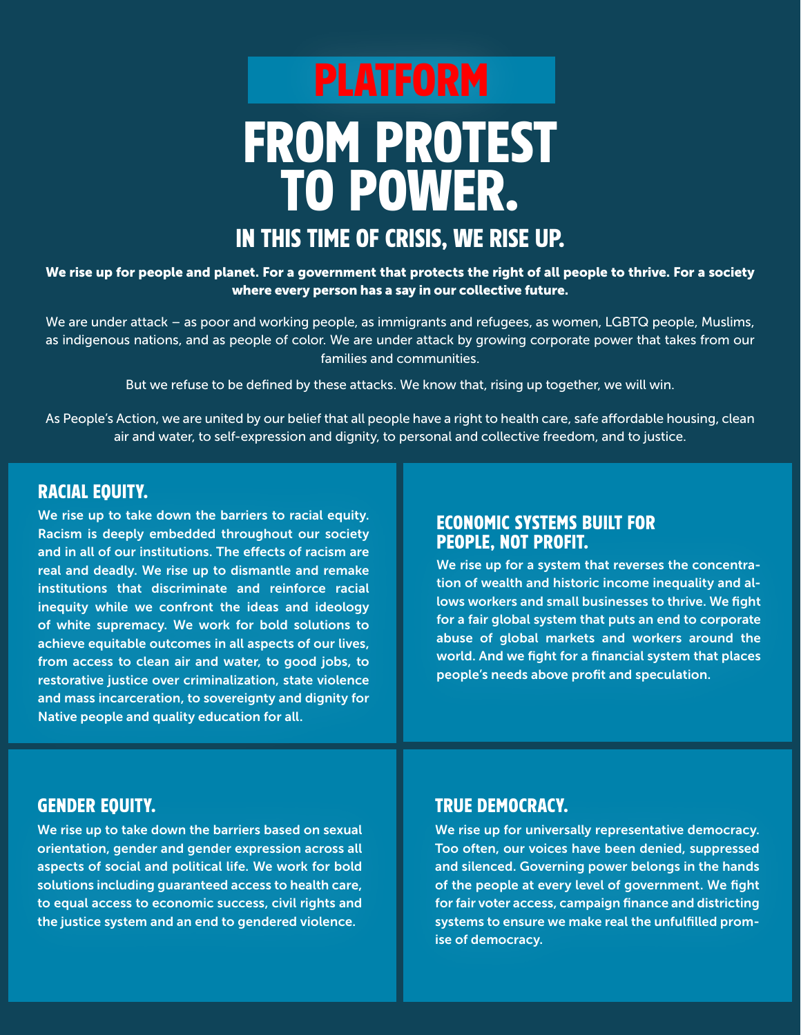# PLATFORM

# FROM PROTEST TO POWER.

## IN THIS TIME OF CRISIS, WE RISE UP.

**We rise up for people and planet. For a government that protects the right of all people to thrive. For a society where every person has a say in our collective future.**

We are under attack – as poor and working people, as immigrants and refugees, as women, LGBTQ people, Muslims, as indigenous nations, and as people of color. We are under attack by growing corporate power that takes from our families and communities.

But we refuse to be defined by these attacks. We know that, rising up together, we will win.

As People's Action, we are united by our belief that all people have a right to health care, safe affordable housing, clean air and water, to self-expression and dignity, to personal and collective freedom, and to justice.

### RACIAL EQUITY.

We rise up to take down the barriers to racial equity. Racism is deeply embedded throughout our society and in all of our institutions. The effects of racism are real and deadly. We rise up to dismantle and remake institutions that discriminate and reinforce racial inequity while we confront the ideas and ideology of white supremacy. We work for bold solutions to achieve equitable outcomes in all aspects of our lives, from access to clean air and water, to good jobs, to restorative justice over criminalization, state violence and mass incarceration, to sovereignty and dignity for Native people and quality education for all.

### ECONOMIC SYSTEMS BUILT FOR PEOPLE, NOT PROFIT.

We rise up for a system that reverses the concentration of wealth and historic income inequality and allows workers and small businesses to thrive. We fight for a fair global system that puts an end to corporate abuse of global markets and workers around the world. And we fight for a financial system that places people's needs above profit and speculation.

### GENDER EQUITY.

We rise up to take down the barriers based on sexual orientation, gender and gender expression across all aspects of social and political life. We work for bold solutions including guaranteed access to health care, to equal access to economic success, civil rights and the justice system and an end to gendered violence.

### TRUE DEMOCRACY.

We rise up for universally representative democracy. Too often, our voices have been denied, suppressed and silenced. Governing power belongs in the hands of the people at every level of government. We fight for fair voter access, campaign finance and districting systems to ensure we make real the unfulfilled promise of democracy.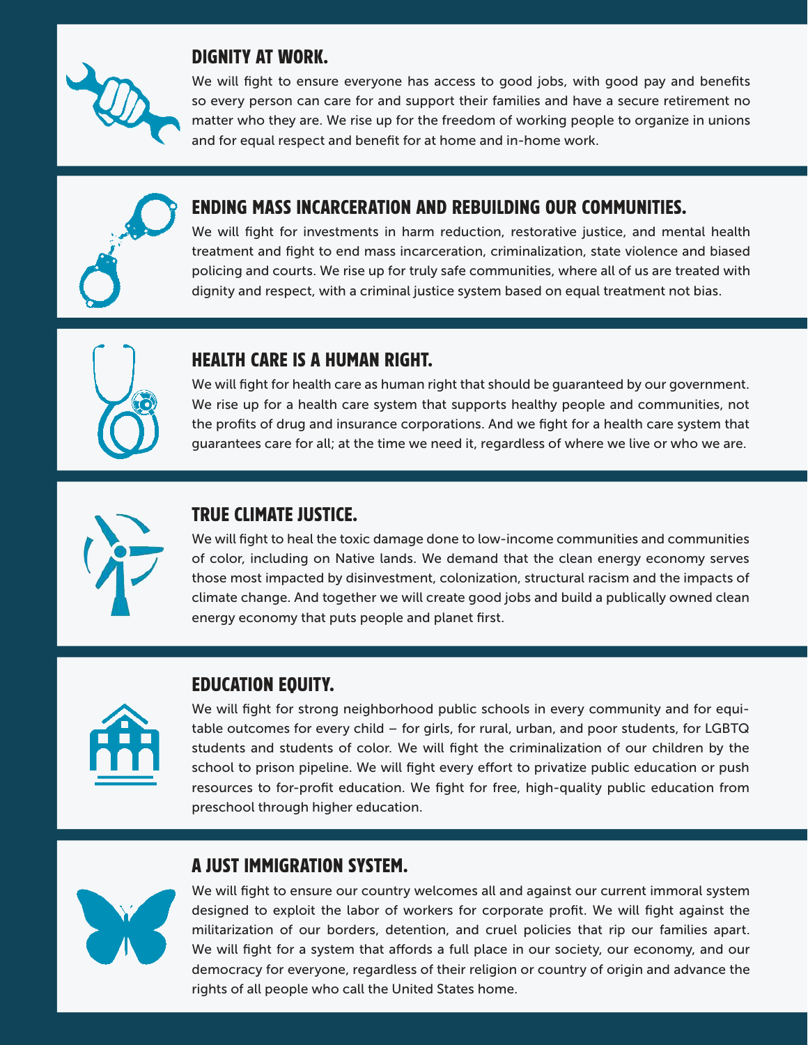## DIGNITY AT WORK.

We will fight to ensure everyone has access to good jobs, with good pay and benefits so every person can care for and support their families and have a secure retirement no matter who they are. We rise up for the freedom of working people to organize in unions and for equal respect and benefit for at home and in-home work.

## ENDING MASS INCARCERATION AND REBUILDING OUR COMMUNITIES.

We will fight for investments in harm reduction, restorative justice, and mental health treatment and fight to end mass incarceration, criminalization, state violence and biased policing and courts. We rise up for truly safe communities, where all of us are treated with dignity and respect, with a criminal justice system based on equal treatment not bias.

## HEALTH CARE IS A HUMAN RIGHT.

We will fight for health care as human right that should be guaranteed by our government. We rise up for a health care system that supports healthy people and communities, not the profits of drug and insurance corporations. And we fight for a health care system that guarantees care for all; at the time we need it, regardless of where we live or who we are.

## TRUE CLIMATE JUSTICE.

We will fight to heal the toxic damage done to low-income communities and communities of color, including on Native lands. We demand that the clean energy economy serves those most impacted by disinvestment, colonization, structural racism and the impacts of climate change. And together we will create good jobs and build a publically owned clean energy economy that puts people and planet first.

## EDUCATION EQUITY.

We will fight for strong neighborhood public schools in every community and for equitable outcomes for every child – for girls, for rural, urban, and poor students, for LGBTQ students and students of color. We will fight the criminalization of our children by the school to prison pipeline. We will fight every effort to privatize public education or push resources to for-profit education. We fight for free, high-quality public education from preschool through higher education.

## A JUST IMMIGRATION SYSTEM.

We will fight to ensure our country welcomes all and against our current immoral system designed to exploit the labor of workers for corporate profit. We will fight against the militarization of our borders, detention, and cruel policies that rip our families apart. We will fight for a system that affords a full place in our society, our economy, and our democracy for everyone, regardless of their religion or country of origin and advance the rights of all people who call the United States home.